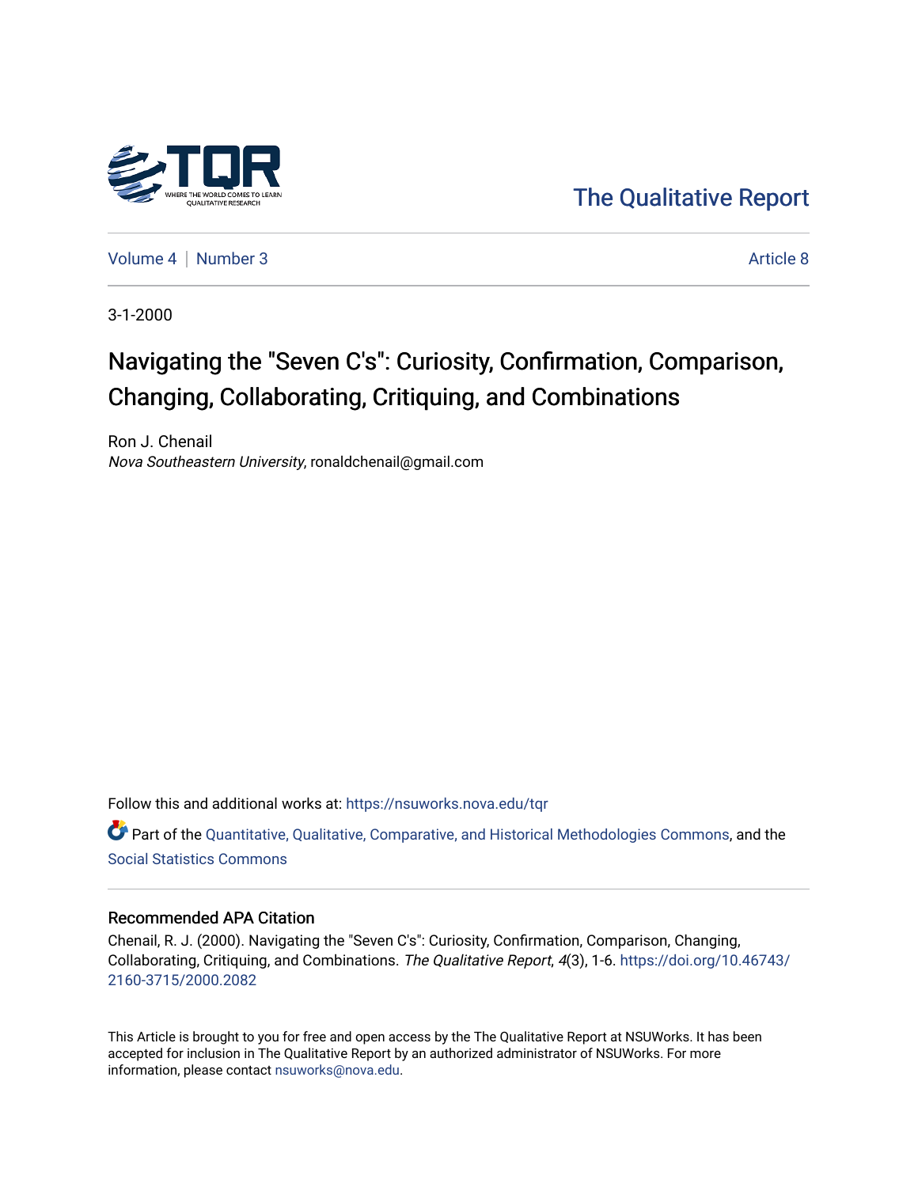The Qualitative Report

Volume 4 | Number 3 | Article 8

3-1-2000

# Navigating the "Seven C's": Curiosity, Confirmation, Comparison, Changing, Collaborating, Critiquing, and Combinations

Ron J. Chenail
*Nova Southeastern University*, ronaldchenail@gmail.com

Follow this and additional works at: https://nsuworks.nova.edu/tqr

Part of the Quantitative, Qualitative, Comparative, and Historical Methodologies Commons, and the Social Statistics Commons

## Recommended APA Citation

Chenail, R. J. (2000). Navigating the "Seven C's": Curiosity, Confirmation, Comparison, Changing, Collaborating, Critiquing, and Combinations. *The Qualitative Report*, *4*(3), 1-6. https://doi.org/10.46743/2160-3715/2000.2082

This Article is brought to you for free and open access by the The Qualitative Report at NSUWorks. It has been accepted for inclusion in The Qualitative Report by an authorized administrator of NSUWorks. For more information, please contact nsuworks@nova.edu.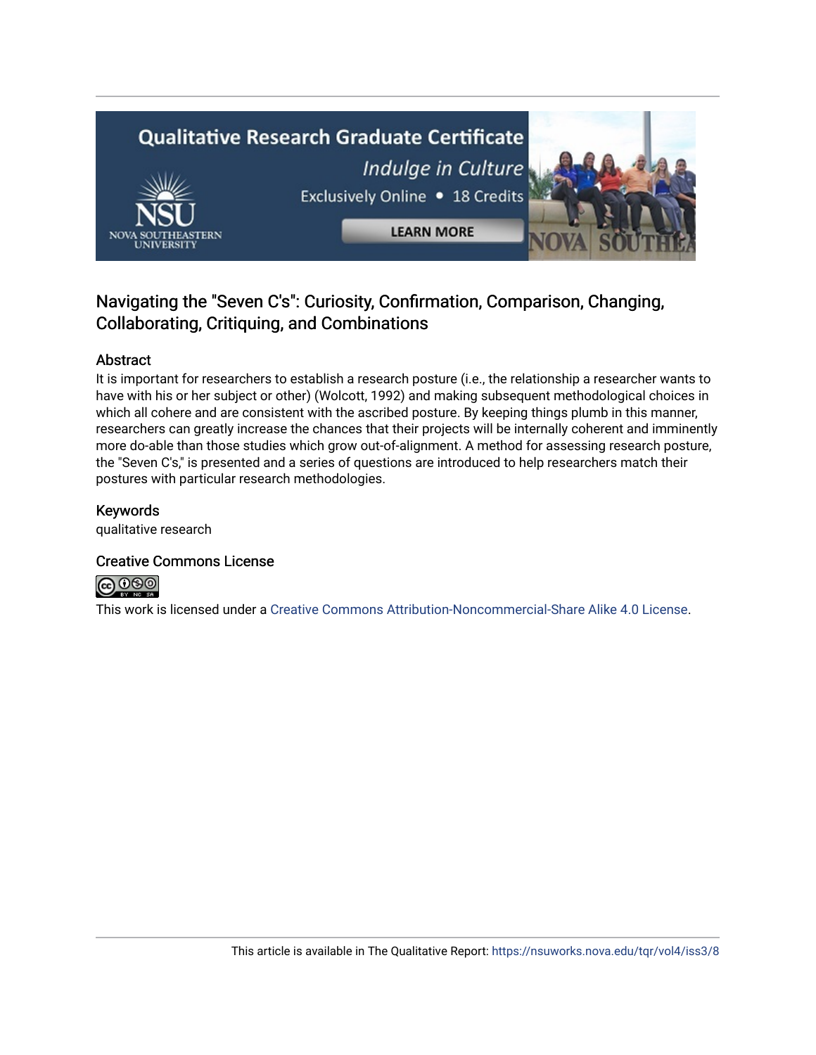## Navigating the "Seven C's": Curiosity, Confirmation, Comparison, Changing, Collaborating, Critiquing, and Combinations

### Abstract

It is important for researchers to establish a research posture (i.e., the relationship a researcher wants to have with his or her subject or other) (Wolcott, 1992) and making subsequent methodological choices in which all cohere and are consistent with the ascribed posture. By keeping things plumb in this manner, researchers can greatly increase the chances that their projects will be internally coherent and imminently more do-able than those studies which grow out-of-alignment. A method for assessing research posture, the "Seven C's," is presented and a series of questions are introduced to help researchers match their postures with particular research methodologies.

### Keywords

qualitative research

### Creative Commons License

This work is licensed under a Creative Commons Attribution-Noncommercial-Share Alike 4.0 License.

This article is available in The Qualitative Report: https://nsuworks.nova.edu/tqr/vol4/iss3/8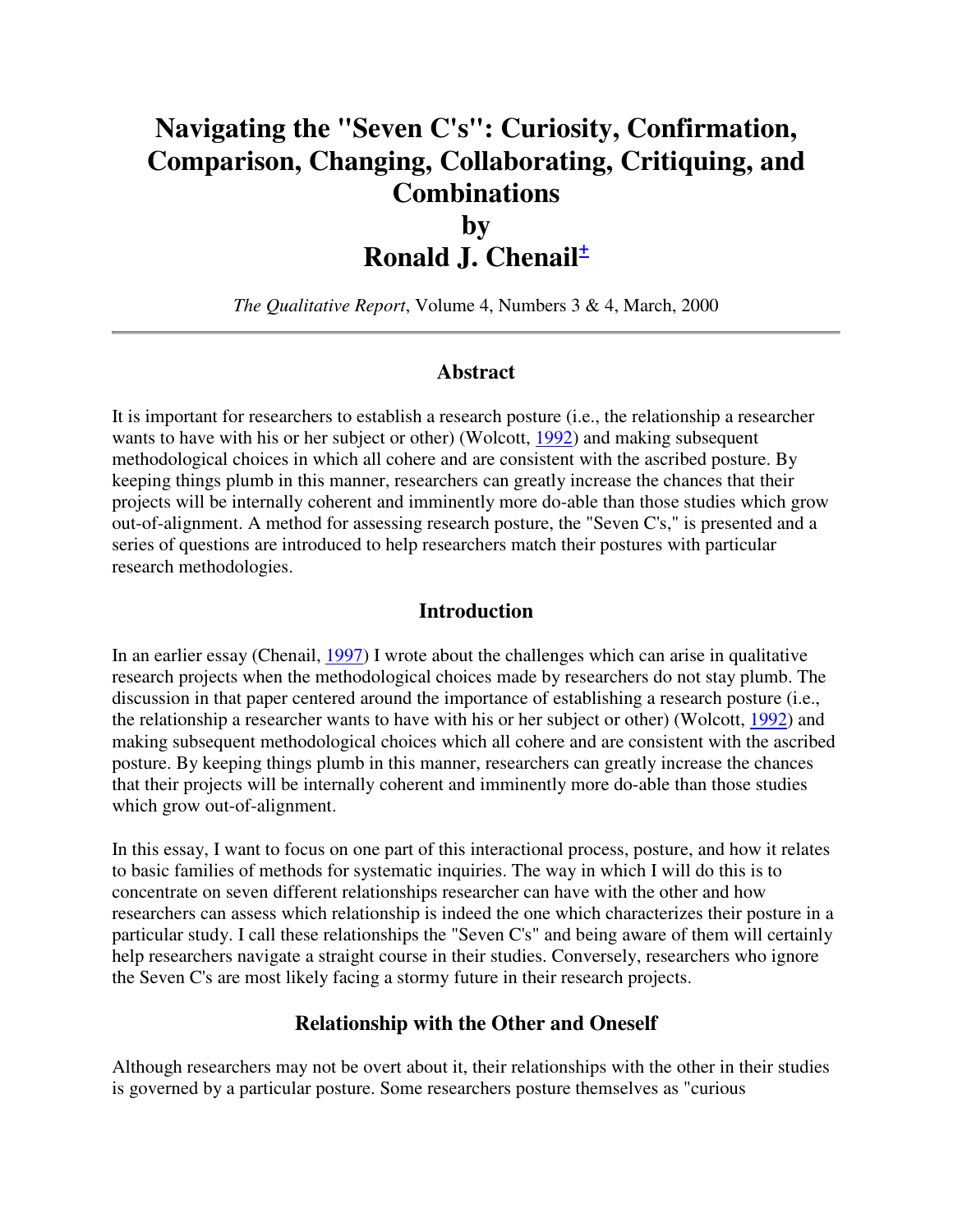# Navigating the "Seven C's": Curiosity, Confirmation, Comparison, Changing, Collaborating, Critiquing, and Combinations

## by

## Ronald J. Chenail±

*The Qualitative Report*, Volume 4, Numbers 3 & 4, March, 2000

---

### Abstract

It is important for researchers to establish a research posture (i.e., the relationship a researcher wants to have with his or her subject or other) (Wolcott, 1992) and making subsequent methodological choices in which all cohere and are consistent with the ascribed posture. By keeping things plumb in this manner, researchers can greatly increase the chances that their projects will be internally coherent and imminently more do-able than those studies which grow out-of-alignment. A method for assessing research posture, the "Seven C's," is presented and a series of questions are introduced to help researchers match their postures with particular research methodologies.

### Introduction

In an earlier essay (Chenail, 1997) I wrote about the challenges which can arise in qualitative research projects when the methodological choices made by researchers do not stay plumb. The discussion in that paper centered around the importance of establishing a research posture (i.e., the relationship a researcher wants to have with his or her subject or other) (Wolcott, 1992) and making subsequent methodological choices which all cohere and are consistent with the ascribed posture. By keeping things plumb in this manner, researchers can greatly increase the chances that their projects will be internally coherent and imminently more do-able than those studies which grow out-of-alignment.

In this essay, I want to focus on one part of this interactional process, posture, and how it relates to basic families of methods for systematic inquiries. The way in which I will do this is to concentrate on seven different relationships researcher can have with the other and how researchers can assess which relationship is indeed the one which characterizes their posture in a particular study. I call these relationships the "Seven C's" and being aware of them will certainly help researchers navigate a straight course in their studies. Conversely, researchers who ignore the Seven C's are most likely facing a stormy future in their research projects.

### Relationship with the Other and Oneself

Although researchers may not be overt about it, their relationships with the other in their studies is governed by a particular posture. Some researchers posture themselves as "curious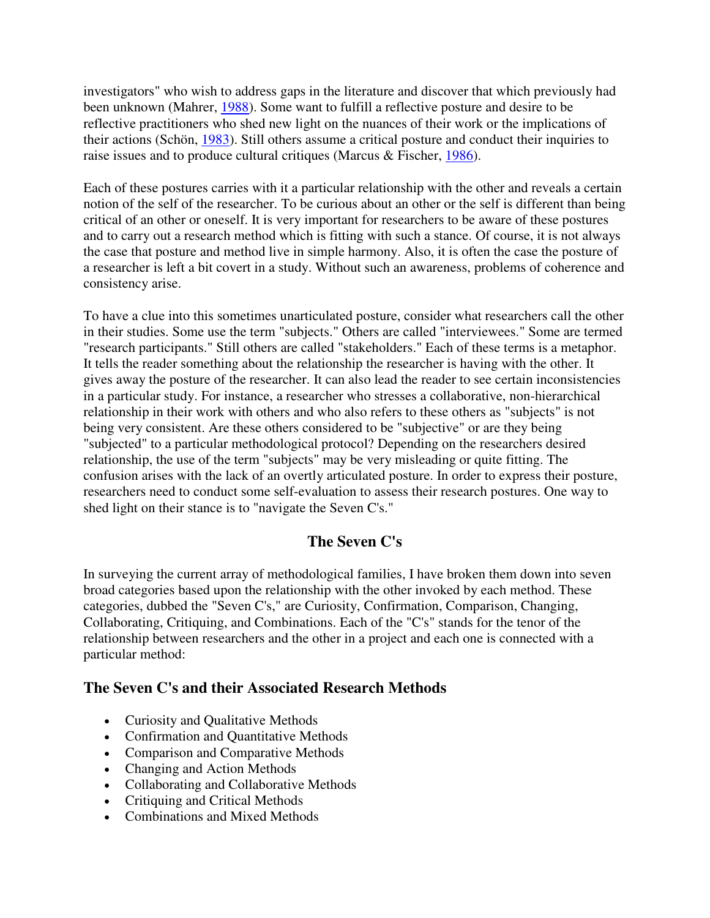investigators" who wish to address gaps in the literature and discover that which previously had been unknown (Mahrer, 1988). Some want to fulfill a reflective posture and desire to be reflective practitioners who shed new light on the nuances of their work or the implications of their actions (Schön, 1983). Still others assume a critical posture and conduct their inquiries to raise issues and to produce cultural critiques (Marcus & Fischer, 1986).

Each of these postures carries with it a particular relationship with the other and reveals a certain notion of the self of the researcher. To be curious about an other or the self is different than being critical of an other or oneself. It is very important for researchers to be aware of these postures and to carry out a research method which is fitting with such a stance. Of course, it is not always the case that posture and method live in simple harmony. Also, it is often the case the posture of a researcher is left a bit covert in a study. Without such an awareness, problems of coherence and consistency arise.

To have a clue into this sometimes unarticulated posture, consider what researchers call the other in their studies. Some use the term "subjects." Others are called "interviewees." Some are termed "research participants." Still others are called "stakeholders." Each of these terms is a metaphor. It tells the reader something about the relationship the researcher is having with the other. It gives away the posture of the researcher. It can also lead the reader to see certain inconsistencies in a particular study. For instance, a researcher who stresses a collaborative, non-hierarchical relationship in their work with others and who also refers to these others as "subjects" is not being very consistent. Are these others considered to be "subjective" or are they being "subjected" to a particular methodological protocol? Depending on the researchers desired relationship, the use of the term "subjects" may be very misleading or quite fitting. The confusion arises with the lack of an overtly articulated posture. In order to express their posture, researchers need to conduct some self-evaluation to assess their research postures. One way to shed light on their stance is to "navigate the Seven C's."

## The Seven C's

In surveying the current array of methodological families, I have broken them down into seven broad categories based upon the relationship with the other invoked by each method. These categories, dubbed the "Seven C's," are Curiosity, Confirmation, Comparison, Changing, Collaborating, Critiquing, and Combinations. Each of the "C's" stands for the tenor of the relationship between researchers and the other in a project and each one is connected with a particular method:

### The Seven C's and their Associated Research Methods

- Curiosity and Qualitative Methods
- Confirmation and Quantitative Methods
- Comparison and Comparative Methods
- Changing and Action Methods
- Collaborating and Collaborative Methods
- Critiquing and Critical Methods
- Combinations and Mixed Methods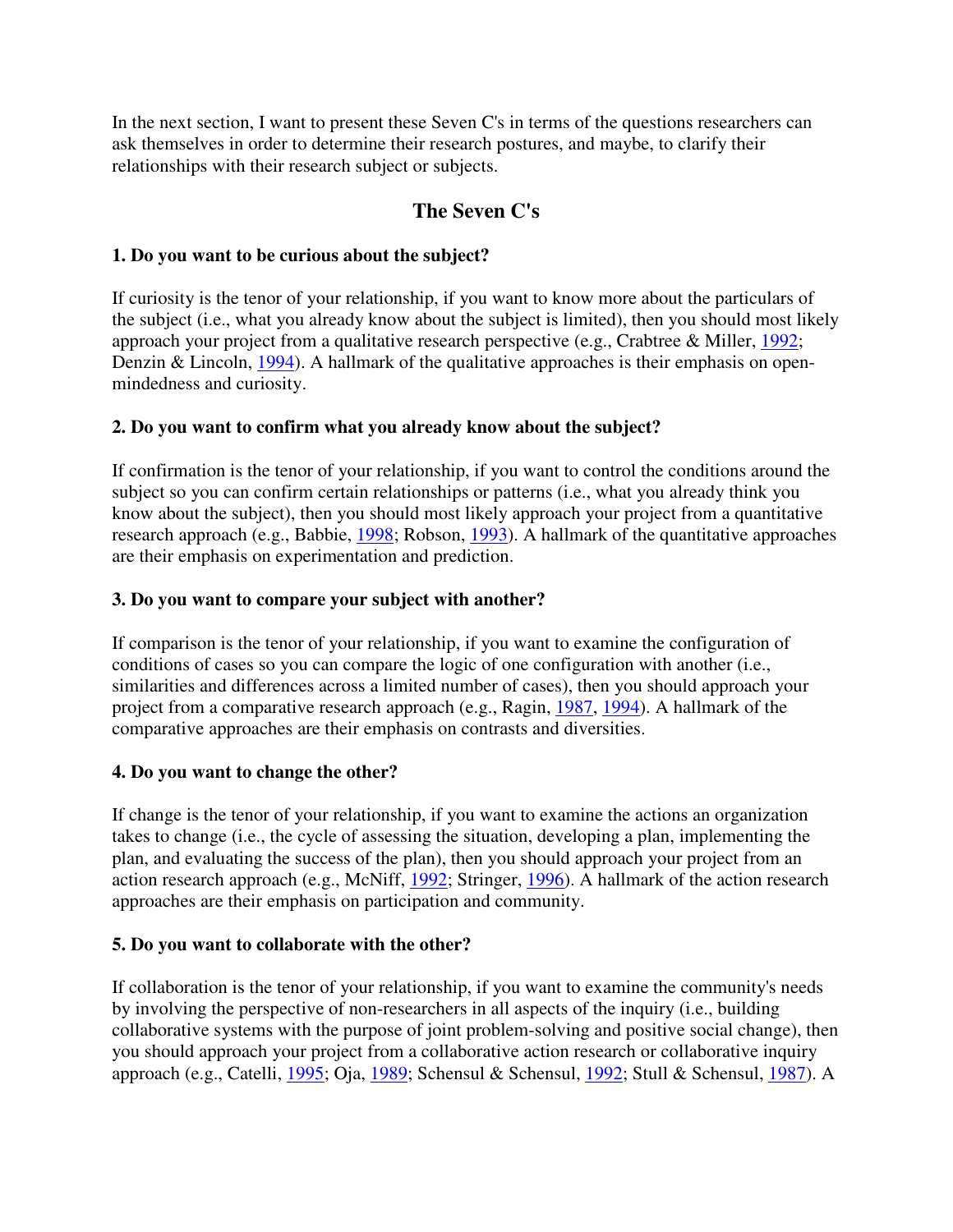In the next section, I want to present these Seven C's in terms of the questions researchers can ask themselves in order to determine their research postures, and maybe, to clarify their relationships with their research subject or subjects.

## The Seven C's

**1. Do you want to be curious about the subject?**

If curiosity is the tenor of your relationship, if you want to know more about the particulars of the subject (i.e., what you already know about the subject is limited), then you should most likely approach your project from a qualitative research perspective (e.g., Crabtree & Miller, 1992; Denzin & Lincoln, 1994). A hallmark of the qualitative approaches is their emphasis on open-mindedness and curiosity.

**2. Do you want to confirm what you already know about the subject?**

If confirmation is the tenor of your relationship, if you want to control the conditions around the subject so you can confirm certain relationships or patterns (i.e., what you already think you know about the subject), then you should most likely approach your project from a quantitative research approach (e.g., Babbie, 1998; Robson, 1993). A hallmark of the quantitative approaches are their emphasis on experimentation and prediction.

**3. Do you want to compare your subject with another?**

If comparison is the tenor of your relationship, if you want to examine the configuration of conditions of cases so you can compare the logic of one configuration with another (i.e., similarities and differences across a limited number of cases), then you should approach your project from a comparative research approach (e.g., Ragin, 1987, 1994). A hallmark of the comparative approaches are their emphasis on contrasts and diversities.

**4. Do you want to change the other?**

If change is the tenor of your relationship, if you want to examine the actions an organization takes to change (i.e., the cycle of assessing the situation, developing a plan, implementing the plan, and evaluating the success of the plan), then you should approach your project from an action research approach (e.g., McNiff, 1992; Stringer, 1996). A hallmark of the action research approaches are their emphasis on participation and community.

**5. Do you want to collaborate with the other?**

If collaboration is the tenor of your relationship, if you want to examine the community's needs by involving the perspective of non-researchers in all aspects of the inquiry (i.e., building collaborative systems with the purpose of joint problem-solving and positive social change), then you should approach your project from a collaborative action research or collaborative inquiry approach (e.g., Catelli, 1995; Oja, 1989; Schensul & Schensul, 1992; Stull & Schensul, 1987). A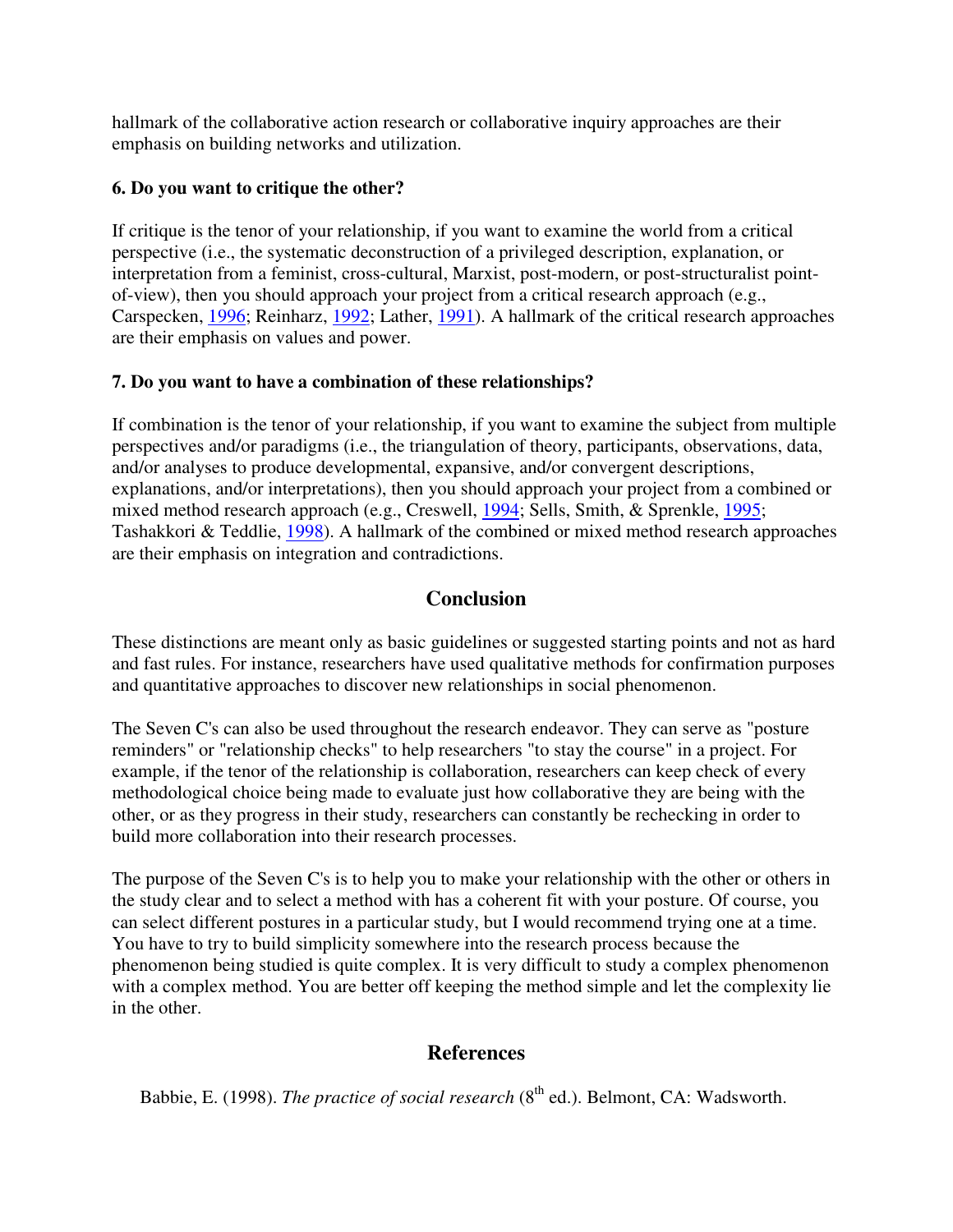hallmark of the collaborative action research or collaborative inquiry approaches are their emphasis on building networks and utilization.

**6. Do you want to critique the other?**

If critique is the tenor of your relationship, if you want to examine the world from a critical perspective (i.e., the systematic deconstruction of a privileged description, explanation, or interpretation from a feminist, cross-cultural, Marxist, post-modern, or post-structuralist point-of-view), then you should approach your project from a critical research approach (e.g., Carspecken, 1996; Reinharz, 1992; Lather, 1991). A hallmark of the critical research approaches are their emphasis on values and power.

**7. Do you want to have a combination of these relationships?**

If combination is the tenor of your relationship, if you want to examine the subject from multiple perspectives and/or paradigms (i.e., the triangulation of theory, participants, observations, data, and/or analyses to produce developmental, expansive, and/or convergent descriptions, explanations, and/or interpretations), then you should approach your project from a combined or mixed method research approach (e.g., Creswell, 1994; Sells, Smith, & Sprenkle, 1995; Tashakkori & Teddlie, 1998). A hallmark of the combined or mixed method research approaches are their emphasis on integration and contradictions.

## Conclusion

These distinctions are meant only as basic guidelines or suggested starting points and not as hard and fast rules. For instance, researchers have used qualitative methods for confirmation purposes and quantitative approaches to discover new relationships in social phenomenon.

The Seven C's can also be used throughout the research endeavor. They can serve as "posture reminders" or "relationship checks" to help researchers "to stay the course" in a project. For example, if the tenor of the relationship is collaboration, researchers can keep check of every methodological choice being made to evaluate just how collaborative they are being with the other, or as they progress in their study, researchers can constantly be rechecking in order to build more collaboration into their research processes.

The purpose of the Seven C's is to help you to make your relationship with the other or others in the study clear and to select a method with has a coherent fit with your posture. Of course, you can select different postures in a particular study, but I would recommend trying one at a time. You have to try to build simplicity somewhere into the research process because the phenomenon being studied is quite complex. It is very difficult to study a complex phenomenon with a complex method. You are better off keeping the method simple and let the complexity lie in the other.

## References

Babbie, E. (1998). *The practice of social research* (8th ed.). Belmont, CA: Wadsworth.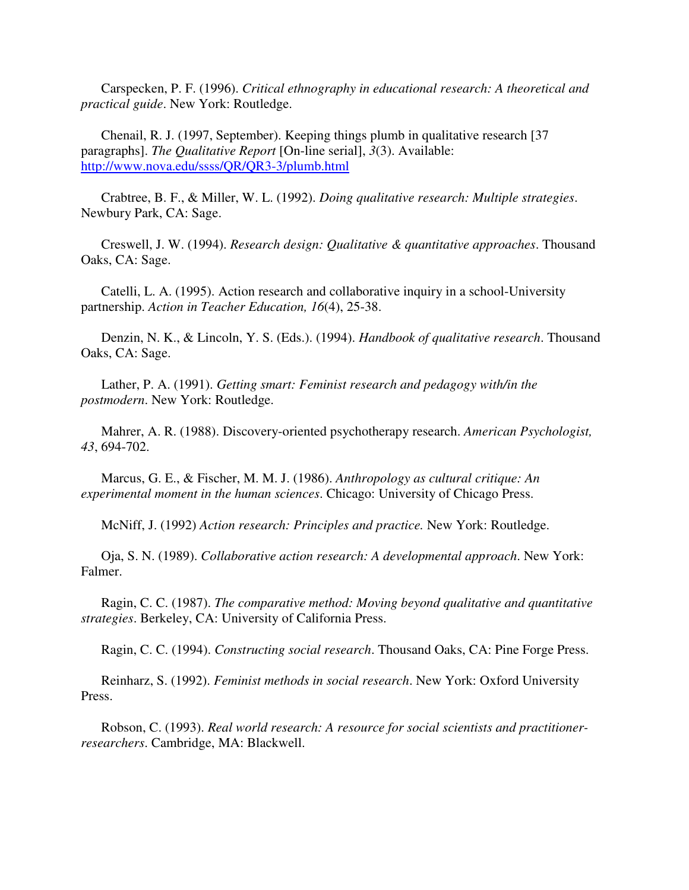Carspecken, P. F. (1996). *Critical ethnography in educational research: A theoretical and practical guide*. New York: Routledge.

Chenail, R. J. (1997, September). Keeping things plumb in qualitative research [37 paragraphs]. *The Qualitative Report* [On-line serial], *3*(3). Available: http://www.nova.edu/ssss/QR/QR3-3/plumb.html

Crabtree, B. F., & Miller, W. L. (1992). *Doing qualitative research: Multiple strategies*. Newbury Park, CA: Sage.

Creswell, J. W. (1994). *Research design: Qualitative & quantitative approaches*. Thousand Oaks, CA: Sage.

Catelli, L. A. (1995). Action research and collaborative inquiry in a school-University partnership. *Action in Teacher Education, 16*(4), 25-38.

Denzin, N. K., & Lincoln, Y. S. (Eds.). (1994). *Handbook of qualitative research*. Thousand Oaks, CA: Sage.

Lather, P. A. (1991). *Getting smart: Feminist research and pedagogy with/in the postmodern*. New York: Routledge.

Mahrer, A. R. (1988). Discovery-oriented psychotherapy research. *American Psychologist, 43*, 694-702.

Marcus, G. E., & Fischer, M. M. J. (1986). *Anthropology as cultural critique: An experimental moment in the human sciences*. Chicago: University of Chicago Press.

McNiff, J. (1992) *Action research: Principles and practice.* New York: Routledge.

Oja, S. N. (1989). *Collaborative action research: A developmental approach*. New York: Falmer.

Ragin, C. C. (1987). *The comparative method: Moving beyond qualitative and quantitative strategies*. Berkeley, CA: University of California Press.

Ragin, C. C. (1994). *Constructing social research*. Thousand Oaks, CA: Pine Forge Press.

Reinharz, S. (1992). *Feminist methods in social research*. New York: Oxford University Press.

Robson, C. (1993). *Real world research: A resource for social scientists and practitioner-researchers*. Cambridge, MA: Blackwell.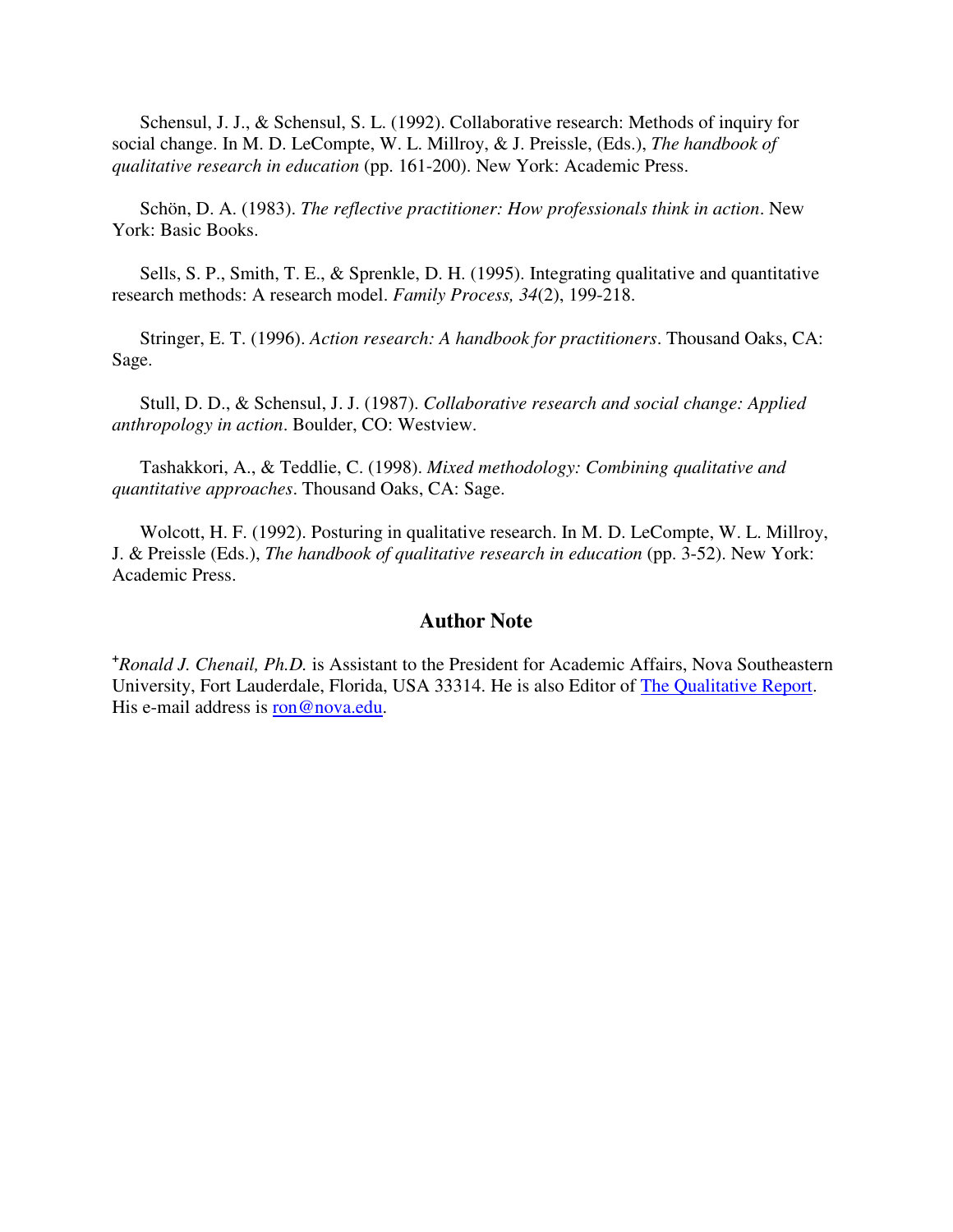Schensul, J. J., & Schensul, S. L. (1992). Collaborative research: Methods of inquiry for social change. In M. D. LeCompte, W. L. Millroy, & J. Preissle, (Eds.), *The handbook of qualitative research in education* (pp. 161-200). New York: Academic Press.

Schön, D. A. (1983). *The reflective practitioner: How professionals think in action*. New York: Basic Books.

Sells, S. P., Smith, T. E., & Sprenkle, D. H. (1995). Integrating qualitative and quantitative research methods: A research model. *Family Process, 34*(2), 199-218.

Stringer, E. T. (1996). *Action research: A handbook for practitioners*. Thousand Oaks, CA: Sage.

Stull, D. D., & Schensul, J. J. (1987). *Collaborative research and social change: Applied anthropology in action*. Boulder, CO: Westview.

Tashakkori, A., & Teddlie, C. (1998). *Mixed methodology: Combining qualitative and quantitative approaches*. Thousand Oaks, CA: Sage.

Wolcott, H. F. (1992). Posturing in qualitative research. In M. D. LeCompte, W. L. Millroy, J. & Preissle (Eds.), *The handbook of qualitative research in education* (pp. 3-52). New York: Academic Press.

## Author Note

[+]*Ronald J. Chenail, Ph.D.* is Assistant to the President for Academic Affairs, Nova Southeastern University, Fort Lauderdale, Florida, USA 33314. He is also Editor of The Qualitative Report. His e-mail address is ron@nova.edu.